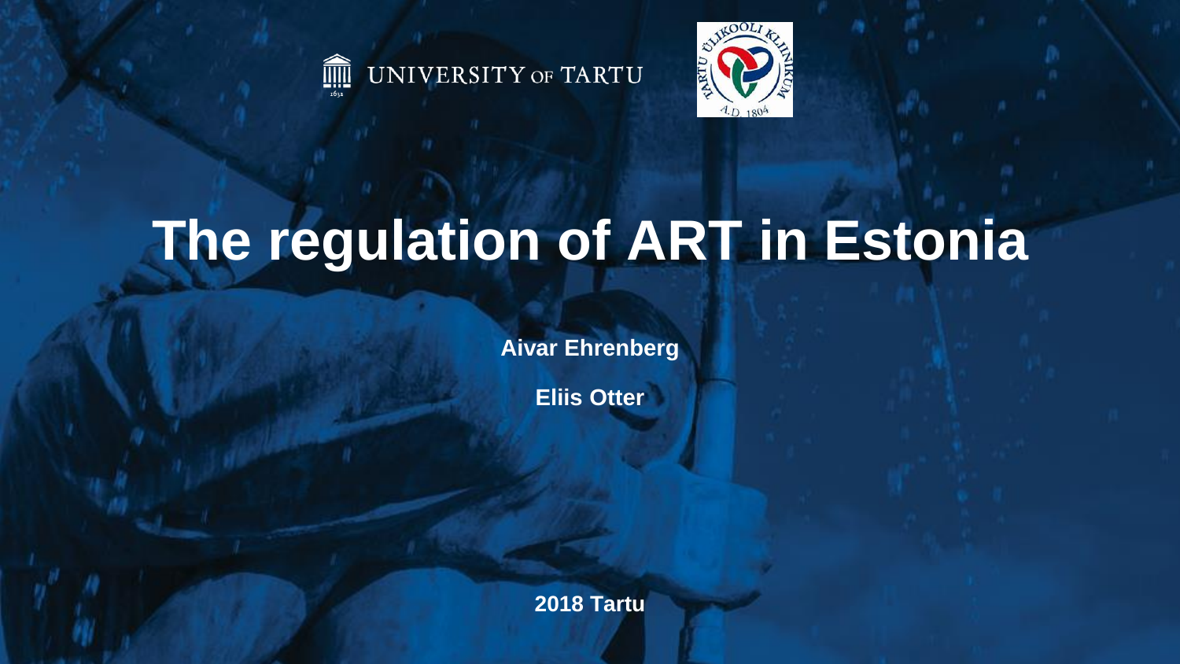UNIVERSITY OF TARTU

# The regulation of ART in Estonia

**Aivar Ehrenberg**

**Eliis Otter**

**2018 Tartu**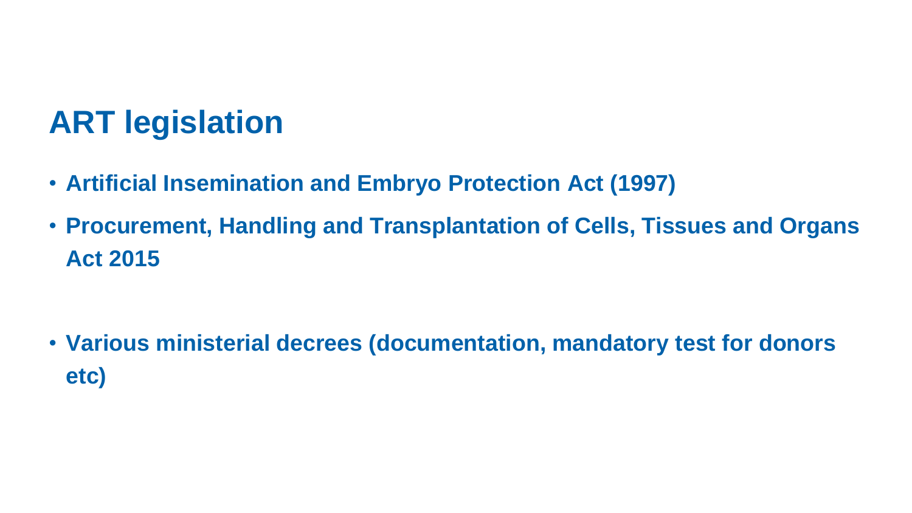# ART legislation

- **Artificial Insemination and Embryo Protection Act (1997)**
- **Procurement, Handling and Transplantation of Cells, Tissues and Organs Act 2015**

- **Various ministerial decrees (documentation, mandatory test for donors etc)**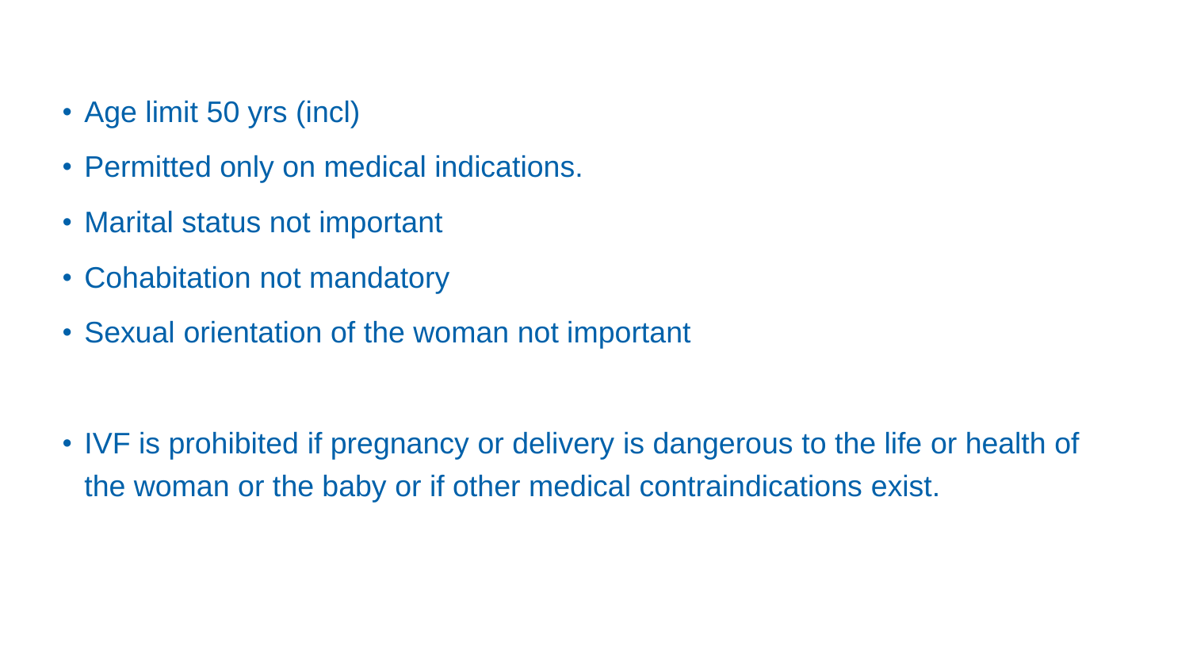- Age limit 50 yrs (incl)
- Permitted only on medical indications.
- Marital status not important
- Cohabitation not mandatory
- Sexual orientation of the woman not important

- IVF is prohibited if pregnancy or delivery is dangerous to the life or health of the woman or the baby or if other medical contraindications exist.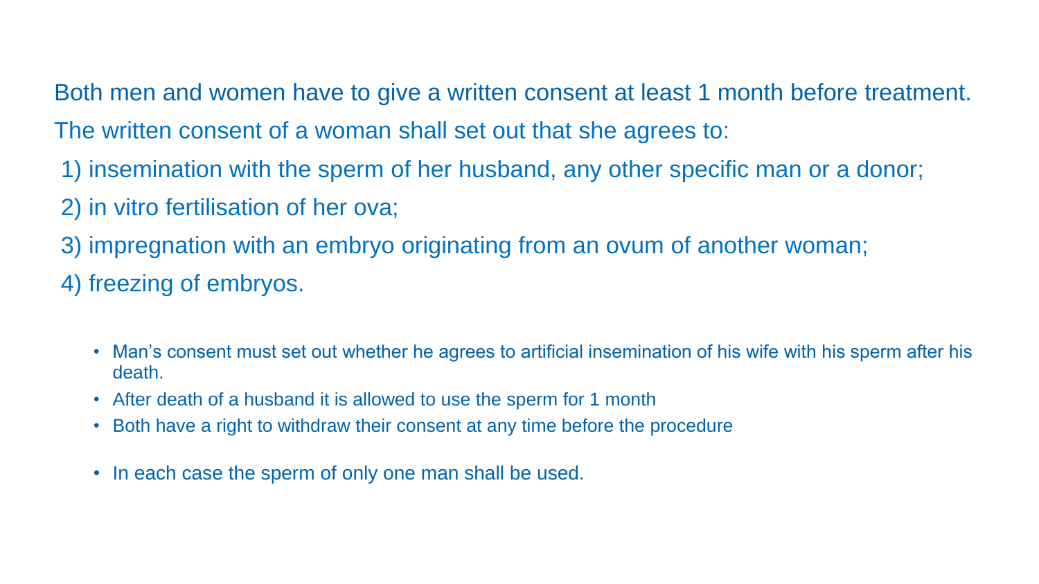Both men and women have to give a written consent at least 1 month before treatment.

The written consent of a woman shall set out that she agrees to:

1) insemination with the sperm of her husband, any other specific man or a donor;
2) in vitro fertilisation of her ova;
3) impregnation with an embryo originating from an ovum of another woman;
4) freezing of embryos.

- Man's consent must set out whether he agrees to artificial insemination of his wife with his sperm after his death.
- After death of a husband it is allowed to use the sperm for 1 month
- Both have a right to withdraw their consent at any time before the procedure

- In each case the sperm of only one man shall be used.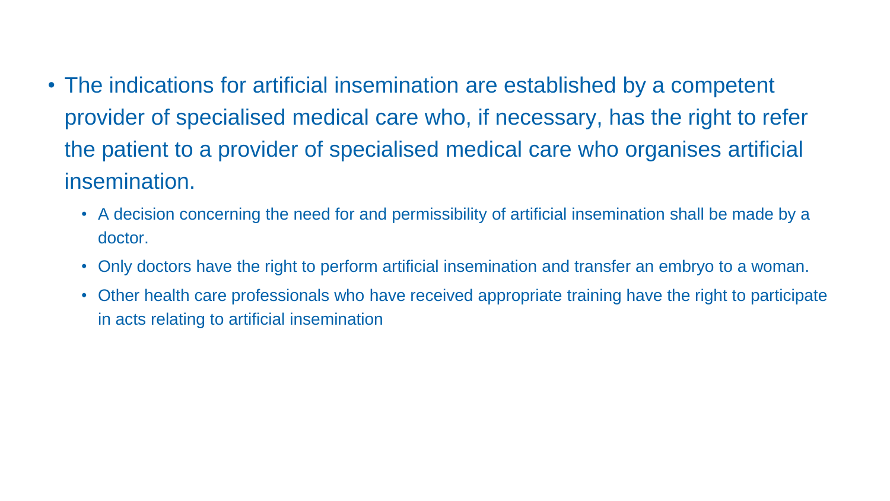- The indications for artificial insemination are established by a competent provider of specialised medical care who, if necessary, has the right to refer the patient to a provider of specialised medical care who organises artificial insemination.
  - A decision concerning the need for and permissibility of artificial insemination shall be made by a doctor.
  - Only doctors have the right to perform artificial insemination and transfer an embryo to a woman.
  - Other health care professionals who have received appropriate training have the right to participate in acts relating to artificial insemination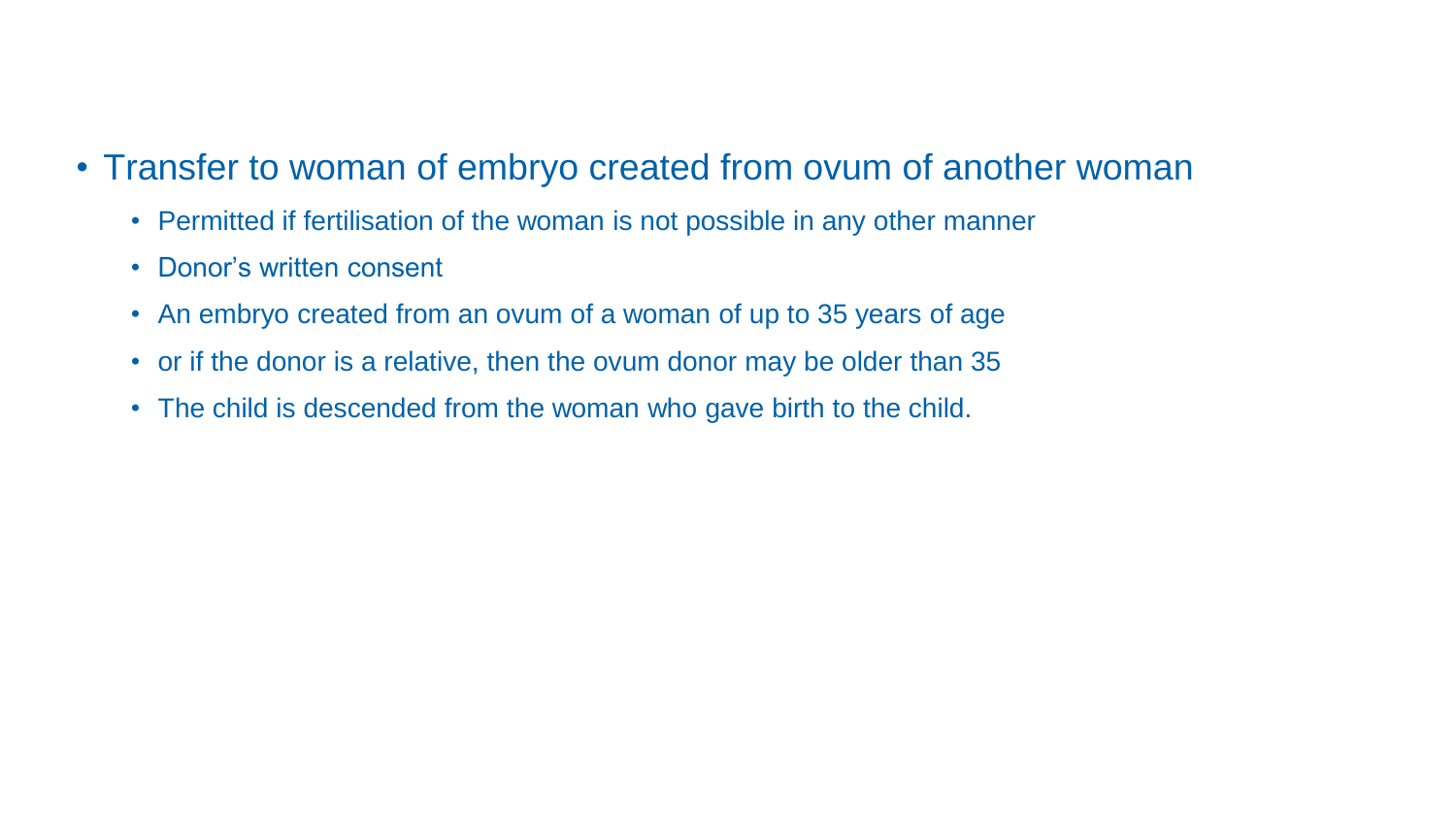- Transfer to woman of embryo created from ovum of another woman
  - Permitted if fertilisation of the woman is not possible in any other manner
  - Donor's written consent
  - An embryo created from an ovum of a woman of up to 35 years of age
  - or if the donor is a relative, then the ovum donor may be older than 35
  - The child is descended from the woman who gave birth to the child.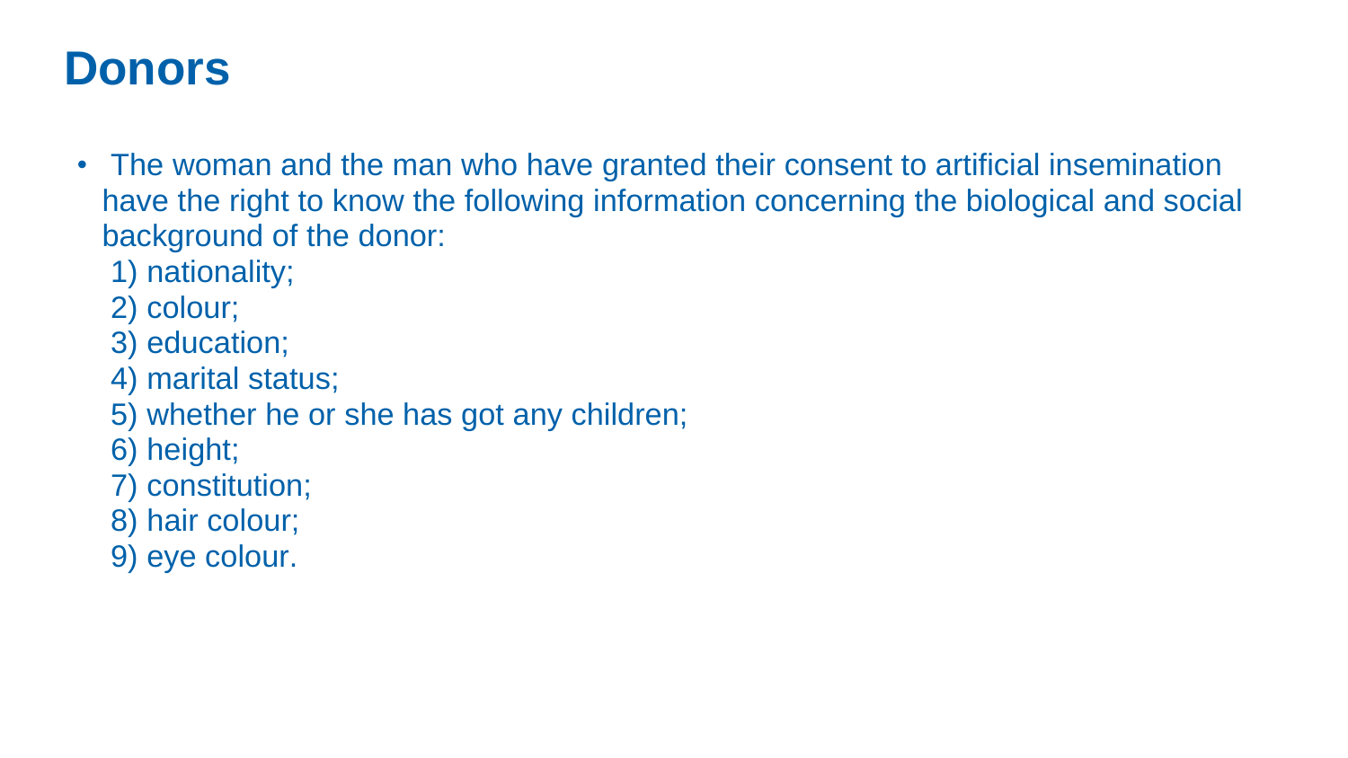# Donors

- The woman and the man who have granted their consent to artificial insemination have the right to know the following information concerning the biological and social background of the donor:
  1) nationality;
  2) colour;
  3) education;
  4) marital status;
  5) whether he or she has got any children;
  6) height;
  7) constitution;
  8) hair colour;
  9) eye colour.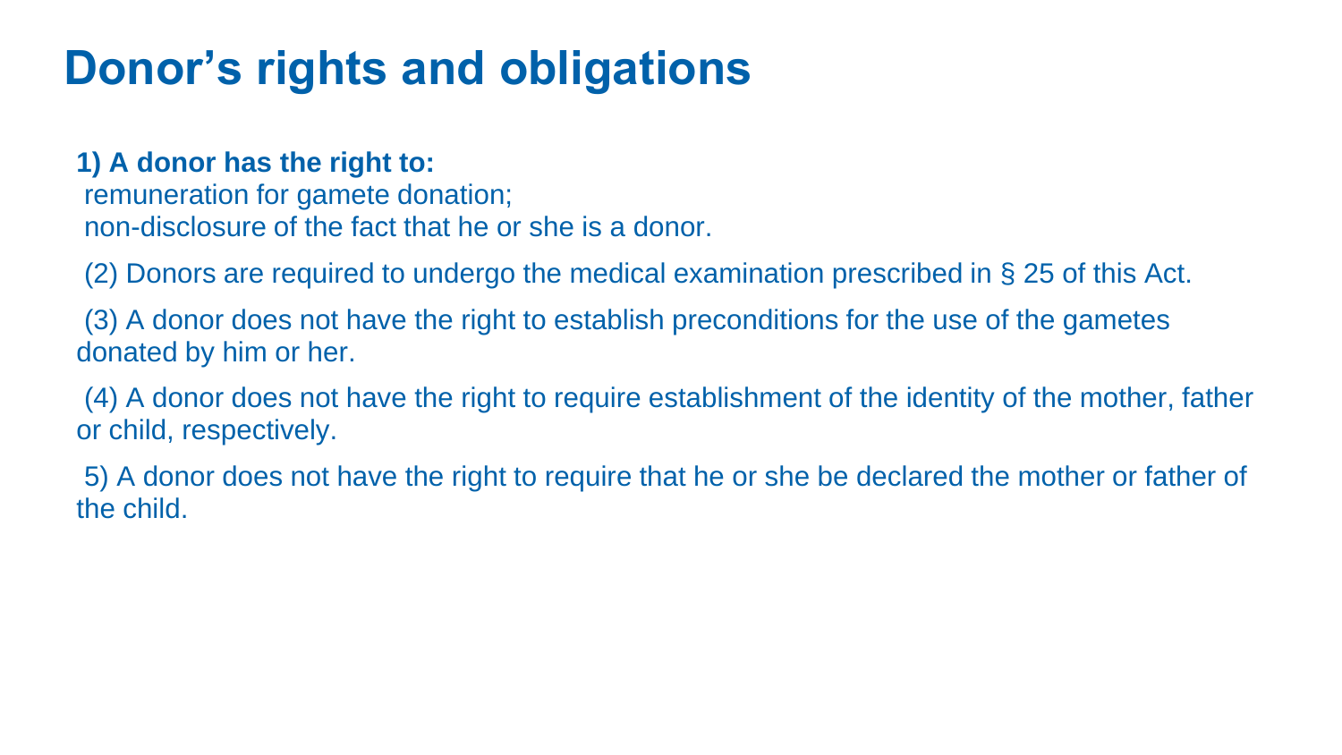# Donor’s rights and obligations

**1) A donor has the right to:**

remuneration for gamete donation;

non-disclosure of the fact that he or she is a donor.

(2) Donors are required to undergo the medical examination prescribed in § 25 of this Act.

(3) A donor does not have the right to establish preconditions for the use of the gametes donated by him or her.

(4) A donor does not have the right to require establishment of the identity of the mother, father or child, respectively.

5) A donor does not have the right to require that he or she be declared the mother or father of the child.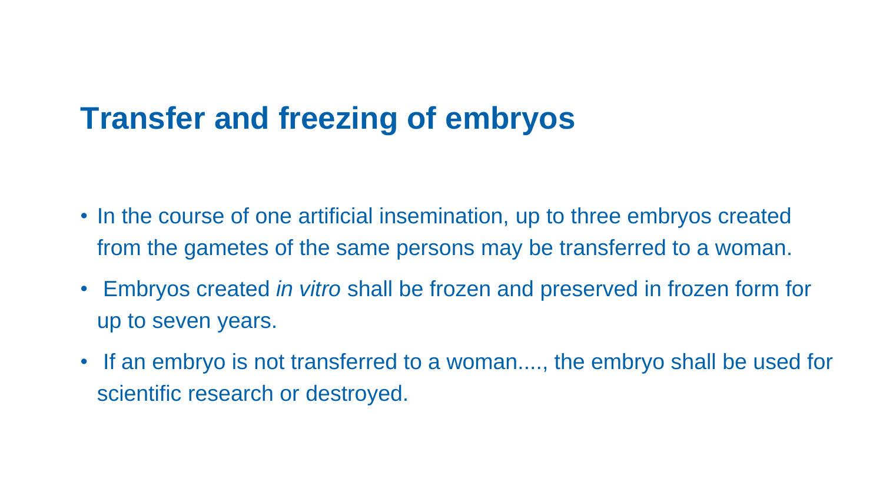## Transfer and freezing of embryos

- In the course of one artificial insemination, up to three embryos created from the gametes of the same persons may be transferred to a woman.
- Embryos created *in vitro* shall be frozen and preserved in frozen form for up to seven years.
- If an embryo is not transferred to a woman...., the embryo shall be used for scientific research or destroyed.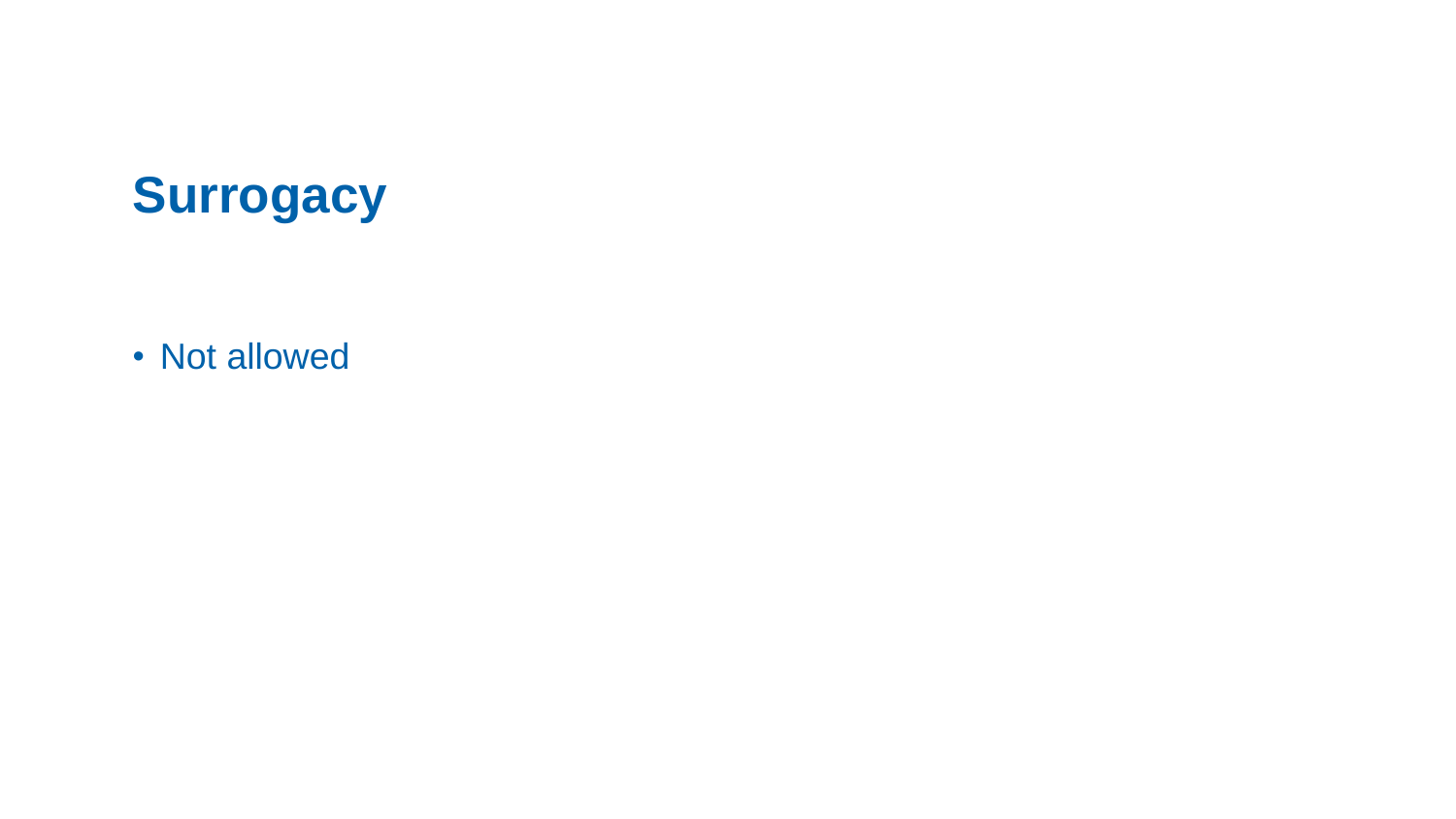# Surrogacy

- Not allowed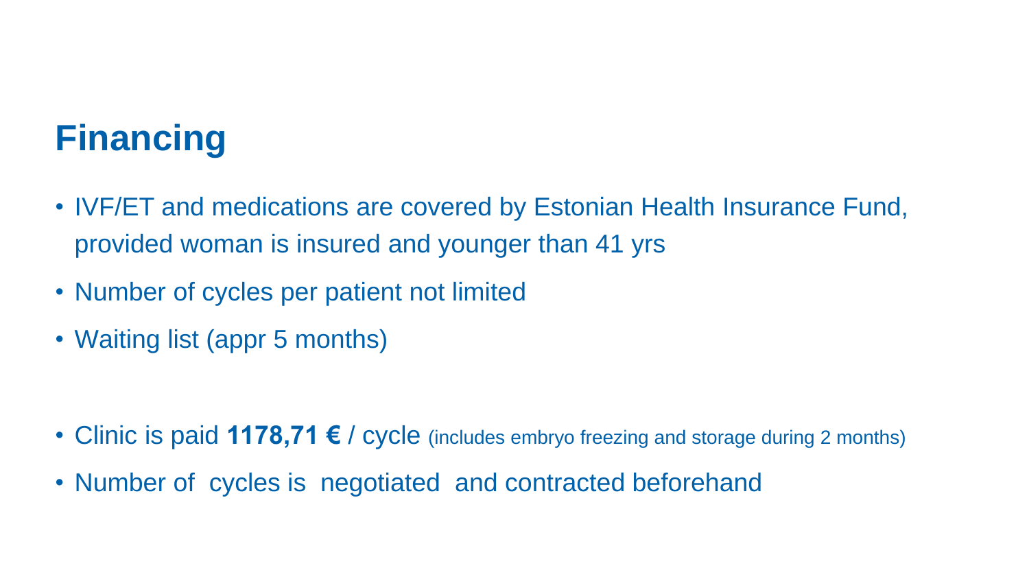# Financing

- IVF/ET and medications are covered by Estonian Health Insurance Fund, provided woman is insured and younger than 41 yrs
- Number of cycles per patient not limited
- Waiting list (appr 5 months)

- Clinic is paid **1178,71 €** / cycle (includes embryo freezing and storage during 2 months)
- Number of cycles is negotiated and contracted beforehand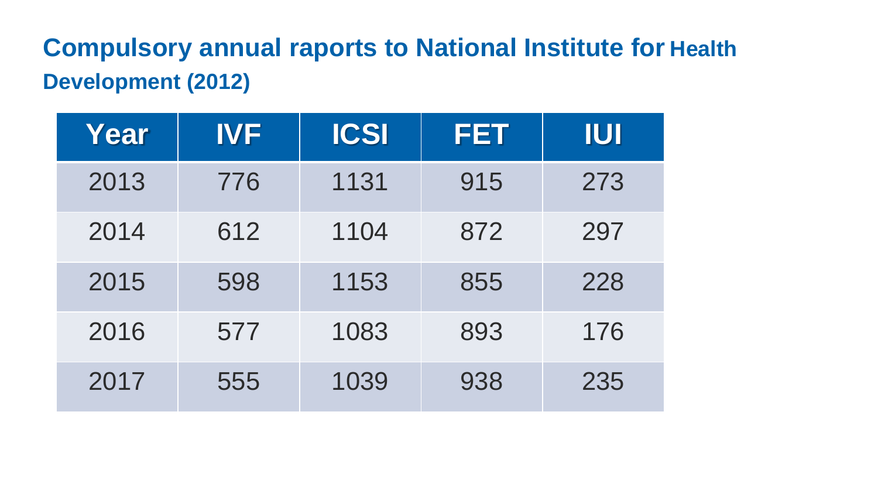## Compulsory annual raports to National Institute for Health Development (2012)

| Year | IVF | ICSI | FET | IUI |
|---|---|---|---|---|
| 2013 | 776 | 1131 | 915 | 273 |
| 2014 | 612 | 1104 | 872 | 297 |
| 2015 | 598 | 1153 | 855 | 228 |
| 2016 | 577 | 1083 | 893 | 176 |
| 2017 | 555 | 1039 | 938 | 235 |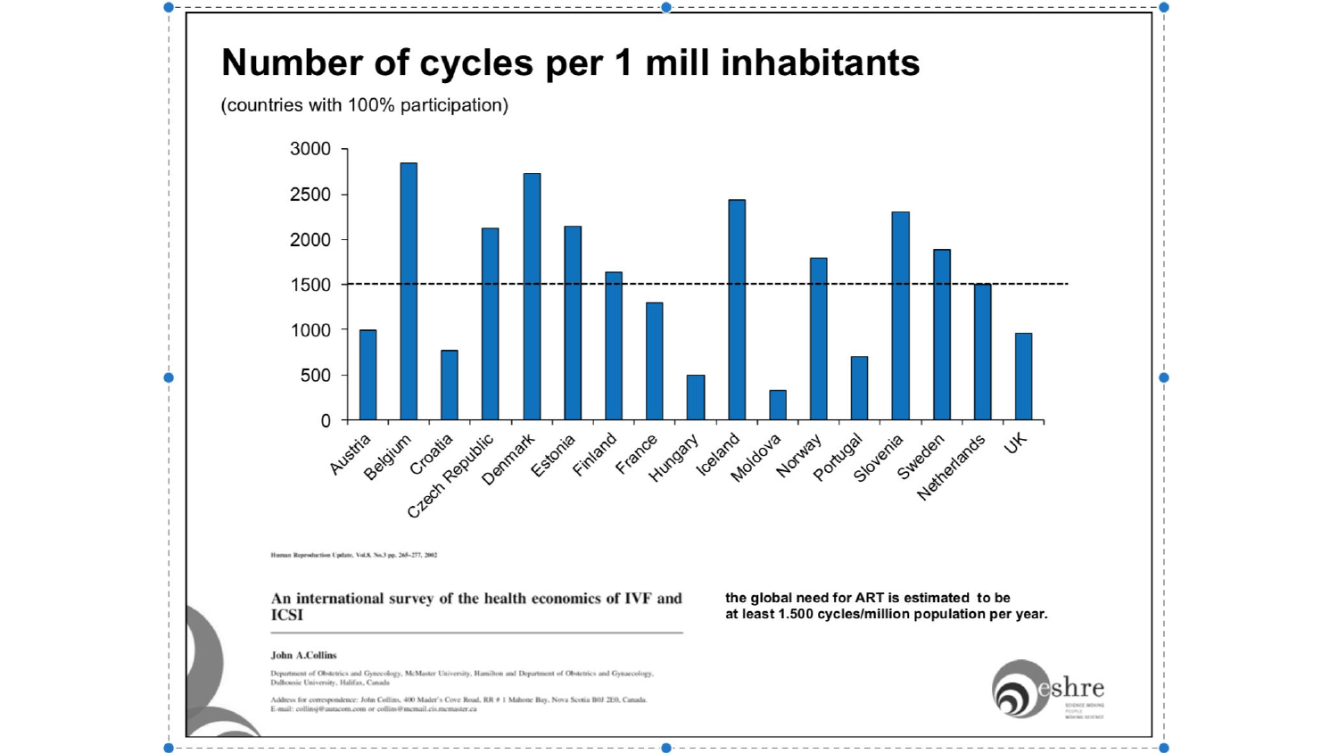# Number of cycles per 1 mill inhabitants

(countries with 100% participation)

| Country | Cycles per 1 mill inhabitants (approx.) |
|---|---|
| Austria | 1000 |
| Belgium | 2850 |
| Croatia | 770 |
| Czech Republic | 2120 |
| Denmark | 2730 |
| Estonia | 2140 |
| Finland | 1640 |
| France | 1300 |
| Hungary | 500 |
| Iceland | 2440 |
| Moldova | 330 |
| Norway | 1790 |
| Portugal | 700 |
| Slovenia | 2300 |
| Sweden | 1890 |
| Netherlands | 1500 |
| UK | 960 |

Human Reproduction Update, Vol.8, No.3 pp. 265–277, 2002

**An international survey of the health economics of IVF and ICSI**

**John A.Collins**

Department of Obstetrics and Gynecology, McMaster University, Hamilton and Department of Obstetrics and Gynaecology, Dalhousie University, Halifax, Canada

Address for correspondence: John Collins, 400 Mader's Cove Road, RR # 1 Mahone Bay, Nova Scotia B0J 2E0, Canada. E-mail: collinsj@auracom.com or collins@mcmail.cis.mcmaster.ca

**the global need for ART is estimated to be at least 1.500 cycles/million population per year.**

eshre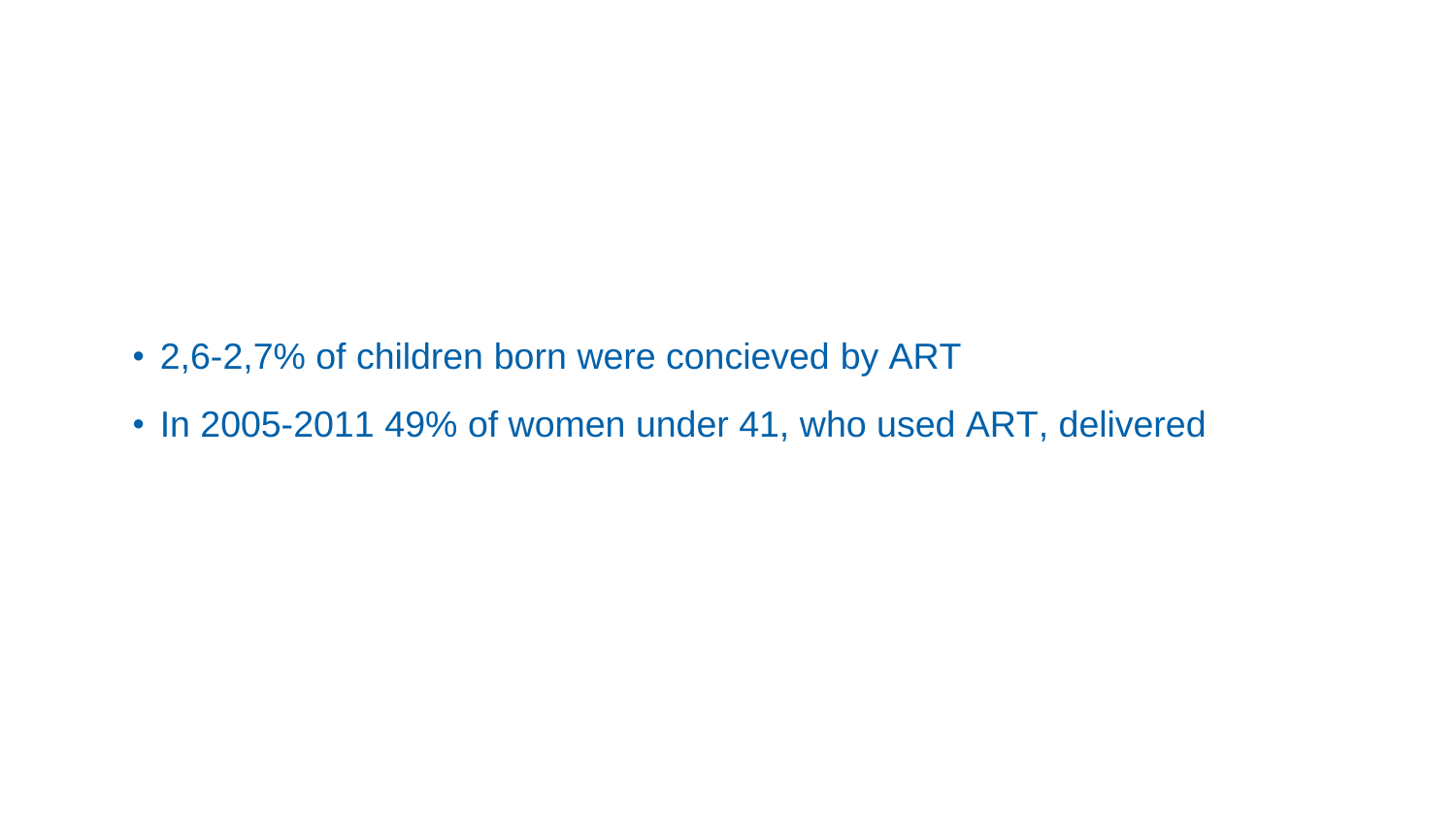- 2,6-2,7% of children born were concieved by ART
- In 2005-2011 49% of women under 41, who used ART, delivered